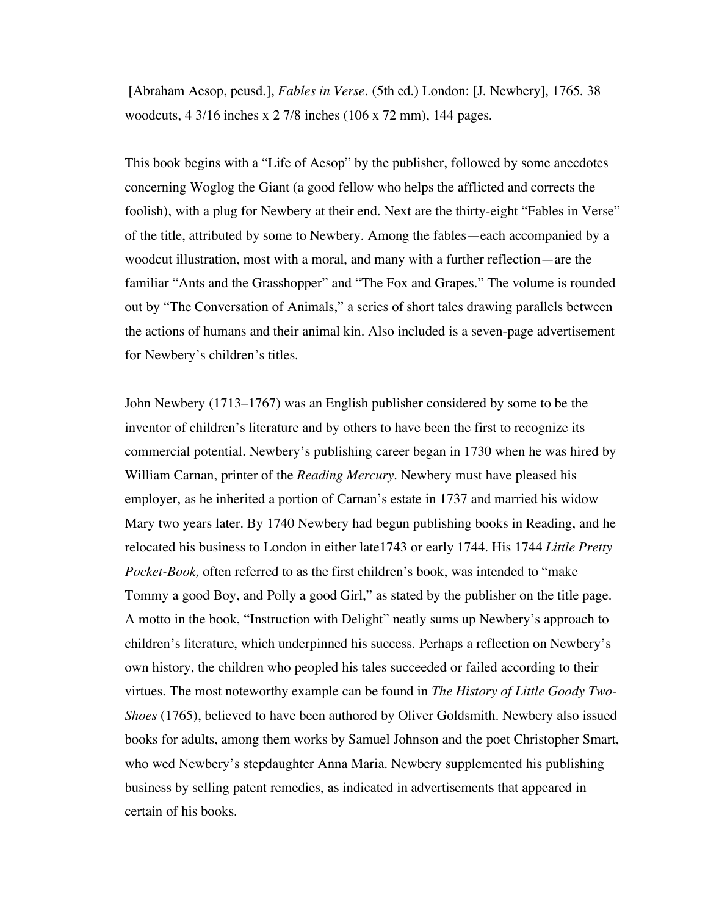[Abraham Aesop, peusd.], *Fables in Verse*. (5th ed.) London: [J. Newbery], 1765. 38 woodcuts, 4 3/16 inches x 2 7/8 inches (106 x 72 mm), 144 pages.

This book begins with a "Life of Aesop" by the publisher, followed by some anecdotes concerning Woglog the Giant (a good fellow who helps the afflicted and corrects the foolish), with a plug for Newbery at their end. Next are the thirty-eight "Fables in Verse" of the title, attributed by some to Newbery. Among the fables—each accompanied by a woodcut illustration, most with a moral, and many with a further reflection—are the familiar "Ants and the Grasshopper" and "The Fox and Grapes." The volume is rounded out by "The Conversation of Animals," a series of short tales drawing parallels between the actions of humans and their animal kin. Also included is a seven-page advertisement for Newbery's children's titles.

John Newbery (1713–1767) was an English publisher considered by some to be the inventor of children's literature and by others to have been the first to recognize its commercial potential. Newbery's publishing career began in 1730 when he was hired by William Carnan, printer of the *Reading Mercury*. Newbery must have pleased his employer, as he inherited a portion of Carnan's estate in 1737 and married his widow Mary two years later. By 1740 Newbery had begun publishing books in Reading, and he relocated his business to London in either late1743 or early 1744. His 1744 *Little Pretty Pocket-Book,* often referred to as the first children's book, was intended to "make Tommy a good Boy, and Polly a good Girl," as stated by the publisher on the title page. A motto in the book, "Instruction with Delight" neatly sums up Newbery's approach to children's literature, which underpinned his success. Perhaps a reflection on Newbery's own history, the children who peopled his tales succeeded or failed according to their virtues. The most noteworthy example can be found in *The History of Little Goody Two-Shoes* (1765), believed to have been authored by Oliver Goldsmith. Newbery also issued books for adults, among them works by Samuel Johnson and the poet Christopher Smart, who wed Newbery's stepdaughter Anna Maria. Newbery supplemented his publishing business by selling patent remedies, as indicated in advertisements that appeared in certain of his books.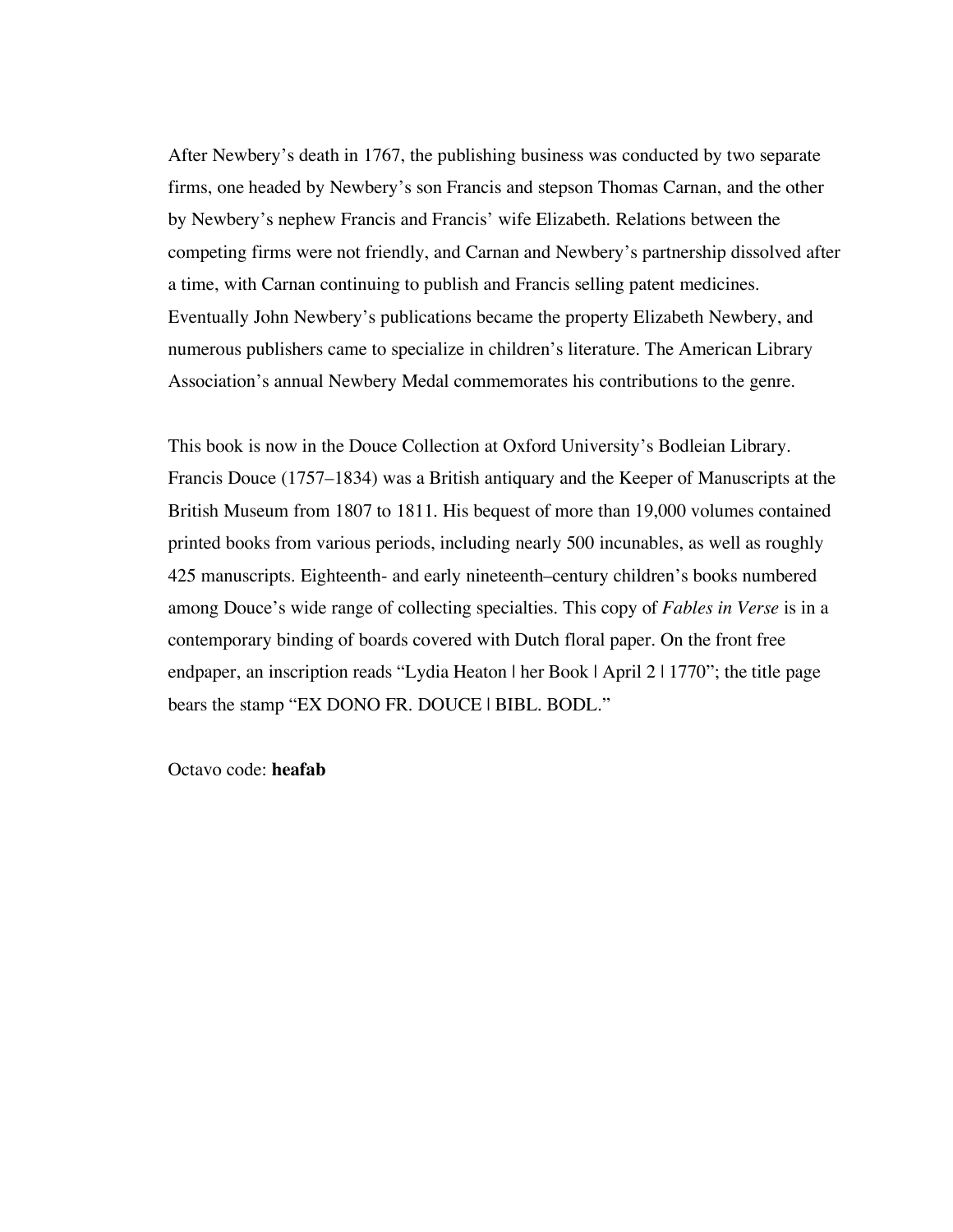After Newbery's death in 1767, the publishing business was conducted by two separate firms, one headed by Newbery's son Francis and stepson Thomas Carnan, and the other by Newbery's nephew Francis and Francis' wife Elizabeth. Relations between the competing firms were not friendly, and Carnan and Newbery's partnership dissolved after a time, with Carnan continuing to publish and Francis selling patent medicines. Eventually John Newbery's publications became the property Elizabeth Newbery, and numerous publishers came to specialize in children's literature. The American Library Association's annual Newbery Medal commemorates his contributions to the genre.

This book is now in the Douce Collection at Oxford University's Bodleian Library. Francis Douce (1757–1834) was a British antiquary and the Keeper of Manuscripts at the British Museum from 1807 to 1811. His bequest of more than 19,000 volumes contained printed books from various periods, including nearly 500 incunables, as well as roughly 425 manuscripts. Eighteenth- and early nineteenth–century children's books numbered among Douce's wide range of collecting specialties. This copy of *Fables in Verse* is in a contemporary binding of boards covered with Dutch floral paper. On the front free endpaper, an inscription reads "Lydia Heaton | her Book | April 2 | 1770"; the title page bears the stamp "EX DONO FR. DOUCE | BIBL. BODL."

Octavo code: **heafab**